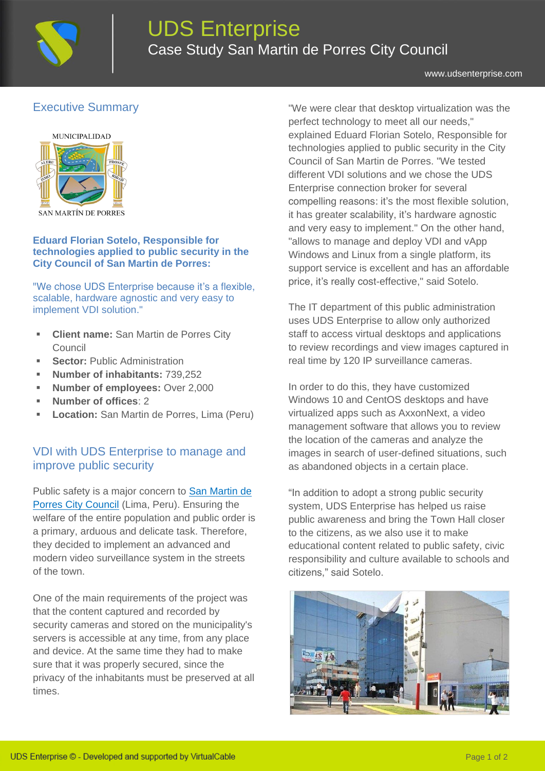# UDS Enterprise

## Case Study San Martin de Porres City Council

www.udsenterprise.com

## Executive Summary

**Eduard Florian Sotelo, Responsible for technologies applied to public security in the City Council of San Martin de Porres:**

"We chose UDS Enterprise because it's a flexible, scalable, hardware agnostic and very easy to implement VDI solution."

- **Client name:** San Martin de Porres City Council
- **Sector:** Public Administration
- **Number of inhabitants:** 739,252
- **Number of employees:** Over 2,000
- **Number of offices**: 2
- **Location:** San Martin de Porres, Lima (Peru)

## VDI with UDS Enterprise to manage and improve public security

Public safety is a major concern to San Martin de Porres City Council (Lima, Peru). Ensuring the welfare of the entire population and public order is a primary, arduous and delicate task. Therefore, they decided to implement an advanced and modern video surveillance system in the streets of the town.

One of the main requirements of the project was that the content captured and recorded by security cameras and stored on the municipality's servers is accessible at any time, from any place and device. At the same time they had to make sure that it was properly secured, since the privacy of the inhabitants must be preserved at all times.

"We were clear that desktop virtualization was the perfect technology to meet all our needs," explained Eduard Florian Sotelo, Responsible for technologies applied to public security in the City Council of San Martin de Porres. "We tested different VDI solutions and we chose the UDS Enterprise connection broker for several compelling reasons: it's the most flexible solution, it has greater scalability, it's hardware agnostic and very easy to implement." On the other hand, "allows to manage and deploy VDI and vApp Windows and Linux from a single platform, its support service is excellent and has an affordable price, it's really cost-effective," said Sotelo.

The IT department of this public administration uses UDS Enterprise to allow only authorized staff to access virtual desktops and applications to review recordings and view images captured in real time by 120 IP surveillance cameras.

In order to do this, they have customized Windows 10 and CentOS desktops and have virtualized apps such as AxxonNext, a video management software that allows you to review the location of the cameras and analyze the images in search of user-defined situations, such as abandoned objects in a certain place.

"In addition to adopt a strong public security system, UDS Enterprise has helped us raise public awareness and bring the Town Hall closer to the citizens, as we also use it to make educational content related to public safety, civic responsibility and culture available to schools and citizens," said Sotelo.

UDS Enterprise © - Developed and supported by VirtualCable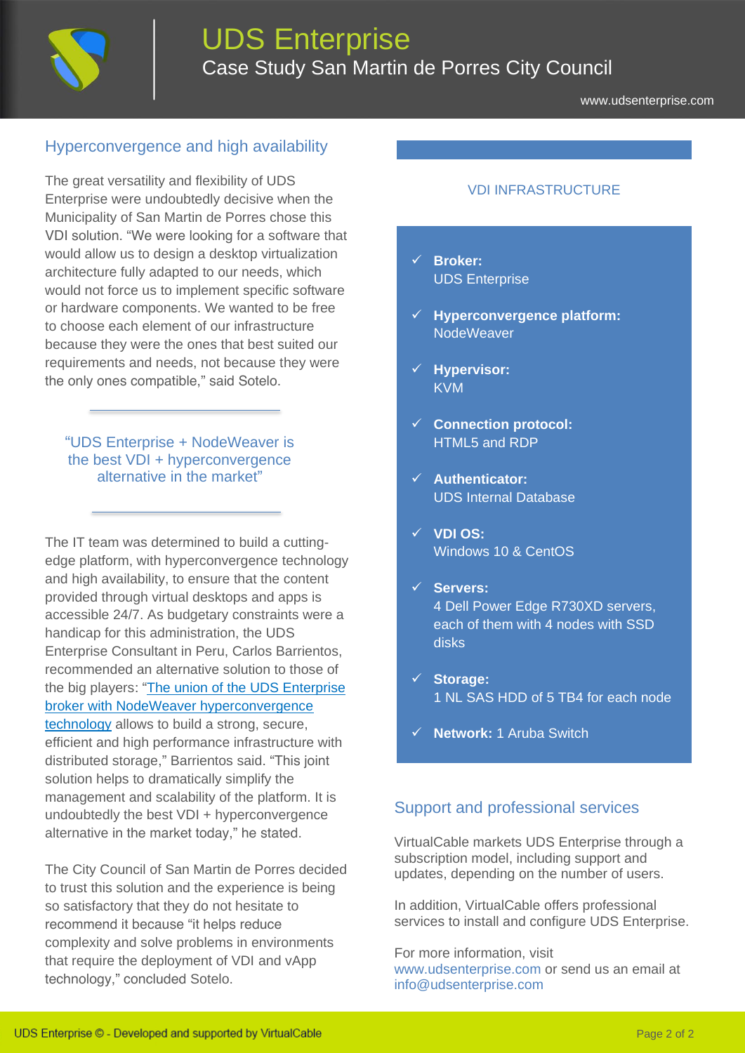## Hyperconvergence and high availability

The great versatility and flexibility of UDS Enterprise were undoubtedly decisive when the Municipality of San Martin de Porres chose this VDI solution. "We were looking for a software that would allow us to design a desktop virtualization architecture fully adapted to our needs, which would not force us to implement specific software or hardware components. We wanted to be free to choose each element of our infrastructure because they were the ones that best suited our requirements and needs, not because they were the only ones compatible," said Sotelo.

> "UDS Enterprise + NodeWeaver is the best VDI + hyperconvergence alternative in the market"

The IT team was determined to build a cutting-edge platform, with hyperconvergence technology and high availability, to ensure that the content provided through virtual desktops and apps is accessible 24/7. As budgetary constraints were a handicap for this administration, the UDS Enterprise Consultant in Peru, Carlos Barrientos, recommended an alternative solution to those of the big players: "The union of the UDS Enterprise broker with NodeWeaver hyperconvergence technology allows to build a strong, secure, efficient and high performance infrastructure with distributed storage," Barrientos said. "This joint solution helps to dramatically simplify the management and scalability of the platform. It is undoubtedly the best VDI + hyperconvergence alternative in the market today," he stated.

The City Council of San Martin de Porres decided to trust this solution and the experience is being so satisfactory that they do not hesitate to recommend it because "it helps reduce complexity and solve problems in environments that require the deployment of VDI and vApp technology," concluded Sotelo.

### VDI INFRASTRUCTURE

- ✓ **Broker:** UDS Enterprise
- ✓ **Hyperconvergence platform:** NodeWeaver
- ✓ **Hypervisor:** KVM
- ✓ **Connection protocol:** HTML5 and RDP
- ✓ **Authenticator:** UDS Internal Database
- ✓ **VDI OS:** Windows 10 & CentOS
- ✓ **Servers:** 4 Dell Power Edge R730XD servers, each of them with 4 nodes with SSD disks
- ✓ **Storage:** 1 NL SAS HDD of 5 TB4 for each node
- ✓ **Network:** 1 Aruba Switch

## Support and professional services

VirtualCable markets UDS Enterprise through a subscription model, including support and updates, depending on the number of users.

In addition, VirtualCable offers professional services to install and configure UDS Enterprise.

For more information, visit www.udsenterprise.com or send us an email at info@udsenterprise.com